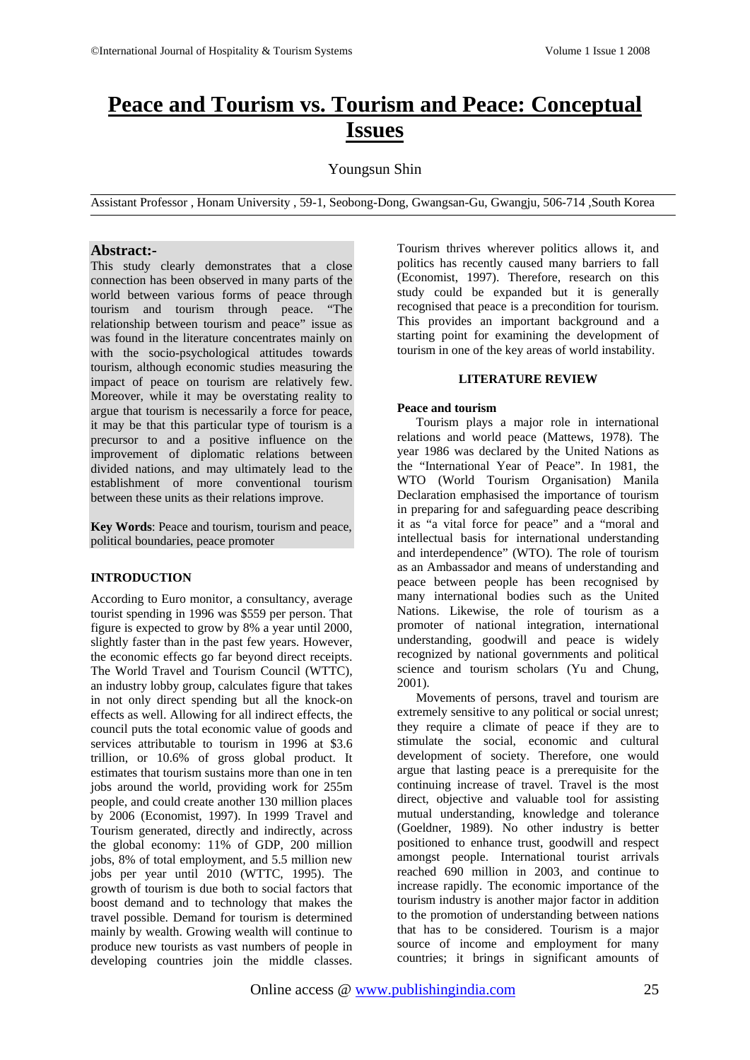# Peace and Tourism vs. Tourism and Peace: Conceptual Issues

Youngsun Shin

Assistant Professor , Honam University , 59-1, Seobong-Dong, Gwangsan-Gu, Gwangju, 506-714 ,South Korea

## Abstract:-

This study clearly demonstrates that a close connection has been observed in many parts of the world between various forms of peace through tourism and tourism through peace. "The relationship between tourism and peace" issue as was found in the literature concentrates mainly on with the socio-psychological attitudes towards tourism, although economic studies measuring the impact of peace on tourism are relatively few. Moreover, while it may be overstating reality to argue that tourism is necessarily a force for peace, it may be that this particular type of tourism is a precursor to and a positive influence on the improvement of diplomatic relations between divided nations, and may ultimately lead to the establishment of more conventional tourism between these units as their relations improve.

**Key Words**: Peace and tourism, tourism and peace, political boundaries, peace promoter

## INTRODUCTION

According to Euro monitor, a consultancy, average tourist spending in 1996 was $559 per person. That figure is expected to grow by 8% a year until 2000, slightly faster than in the past few years. However, the economic effects go far beyond direct receipts. The World Travel and Tourism Council (WTTC), an industry lobby group, calculates figure that takes in not only direct spending but all the knock-on effects as well. Allowing for all indirect effects, the council puts the total economic value of goods and services attributable to tourism in 1996 at $3.6 trillion, or 10.6% of gross global product. It estimates that tourism sustains more than one in ten jobs around the world, providing work for 255m people, and could create another 130 million places by 2006 (Economist, 1997). In 1999 Travel and Tourism generated, directly and indirectly, across the global economy: 11% of GDP, 200 million jobs, 8% of total employment, and 5.5 million new jobs per year until 2010 (WTTC, 1995). The growth of tourism is due both to social factors that boost demand and to technology that makes the travel possible. Demand for tourism is determined mainly by wealth. Growing wealth will continue to produce new tourists as vast numbers of people in developing countries join the middle classes. Tourism thrives wherever politics allows it, and politics has recently caused many barriers to fall (Economist, 1997). Therefore, research on this study could be expanded but it is generally recognised that peace is a precondition for tourism. This provides an important background and a starting point for examining the development of tourism in one of the key areas of world instability.

## LITERATURE REVIEW

### Peace and tourism

Tourism plays a major role in international relations and world peace (Mattews, 1978). The year 1986 was declared by the United Nations as the "International Year of Peace". In 1981, the WTO (World Tourism Organisation) Manila Declaration emphasised the importance of tourism in preparing for and safeguarding peace describing it as "a vital force for peace" and a "moral and intellectual basis for international understanding and interdependence" (WTO). The role of tourism as an Ambassador and means of understanding and peace between people has been recognised by many international bodies such as the United Nations. Likewise, the role of tourism as a promoter of national integration, international understanding, goodwill and peace is widely recognized by national governments and political science and tourism scholars (Yu and Chung, 2001).

Movements of persons, travel and tourism are extremely sensitive to any political or social unrest; they require a climate of peace if they are to stimulate the social, economic and cultural development of society. Therefore, one would argue that lasting peace is a prerequisite for the continuing increase of travel. Travel is the most direct, objective and valuable tool for assisting mutual understanding, knowledge and tolerance (Goeldner, 1989). No other industry is better positioned to enhance trust, goodwill and respect amongst people. International tourist arrivals reached 690 million in 2003, and continue to increase rapidly. The economic importance of the tourism industry is another major factor in addition to the promotion of understanding between nations that has to be considered. Tourism is a major source of income and employment for many countries; it brings in significant amounts of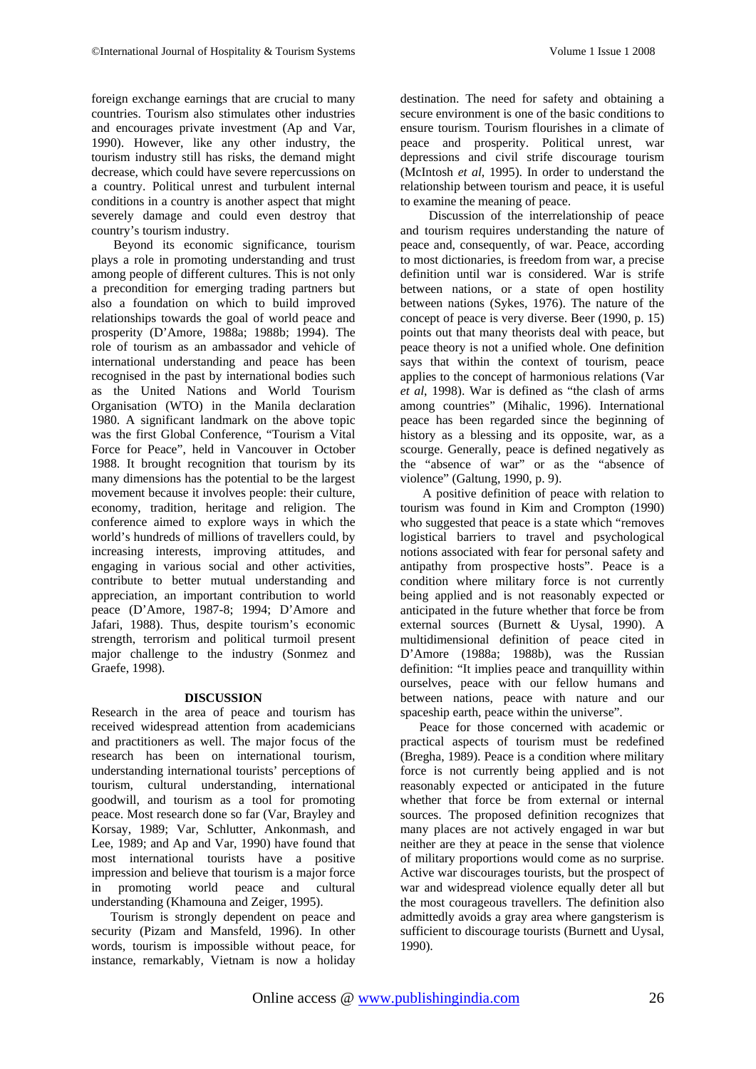foreign exchange earnings that are crucial to many countries. Tourism also stimulates other industries and encourages private investment (Ap and Var, 1990). However, like any other industry, the tourism industry still has risks, the demand might decrease, which could have severe repercussions on a country. Political unrest and turbulent internal conditions in a country is another aspect that might severely damage and could even destroy that country's tourism industry.

Beyond its economic significance, tourism plays a role in promoting understanding and trust among people of different cultures. This is not only a precondition for emerging trading partners but also a foundation on which to build improved relationships towards the goal of world peace and prosperity (D'Amore, 1988a; 1988b; 1994). The role of tourism as an ambassador and vehicle of international understanding and peace has been recognised in the past by international bodies such as the United Nations and World Tourism Organisation (WTO) in the Manila declaration 1980. A significant landmark on the above topic was the first Global Conference, "Tourism a Vital Force for Peace", held in Vancouver in October 1988. It brought recognition that tourism by its many dimensions has the potential to be the largest movement because it involves people: their culture, economy, tradition, heritage and religion. The conference aimed to explore ways in which the world's hundreds of millions of travellers could, by increasing interests, improving attitudes, and engaging in various social and other activities, contribute to better mutual understanding and appreciation, an important contribution to world peace (D'Amore, 1987-8; 1994; D'Amore and Jafari, 1988). Thus, despite tourism's economic strength, terrorism and political turmoil present major challenge to the industry (Sonmez and Graefe, 1998).

## DISCUSSION

Research in the area of peace and tourism has received widespread attention from academicians and practitioners as well. The major focus of the research has been on international tourism, understanding international tourists' perceptions of tourism, cultural understanding, international goodwill, and tourism as a tool for promoting peace. Most research done so far (Var, Brayley and Korsay, 1989; Var, Schlutter, Ankonmash, and Lee, 1989; and Ap and Var, 1990) have found that most international tourists have a positive impression and believe that tourism is a major force in promoting world peace and cultural understanding (Khamouna and Zeiger, 1995).

Tourism is strongly dependent on peace and security (Pizam and Mansfeld, 1996). In other words, tourism is impossible without peace, for instance, remarkably, Vietnam is now a holiday destination. The need for safety and obtaining a secure environment is one of the basic conditions to ensure tourism. Tourism flourishes in a climate of peace and prosperity. Political unrest, war depressions and civil strife discourage tourism (McIntosh *et al*, 1995). In order to understand the relationship between tourism and peace, it is useful to examine the meaning of peace.

Discussion of the interrelationship of peace and tourism requires understanding the nature of peace and, consequently, of war. Peace, according to most dictionaries, is freedom from war, a precise definition until war is considered. War is strife between nations, or a state of open hostility between nations (Sykes, 1976). The nature of the concept of peace is very diverse. Beer (1990, p. 15) points out that many theorists deal with peace, but peace theory is not a unified whole. One definition says that within the context of tourism, peace applies to the concept of harmonious relations (Var *et al*, 1998). War is defined as "the clash of arms among countries" (Mihalic, 1996). International peace has been regarded since the beginning of history as a blessing and its opposite, war, as a scourge. Generally, peace is defined negatively as the "absence of war" or as the "absence of violence" (Galtung, 1990, p. 9).

A positive definition of peace with relation to tourism was found in Kim and Crompton (1990) who suggested that peace is a state which "removes logistical barriers to travel and psychological notions associated with fear for personal safety and antipathy from prospective hosts". Peace is a condition where military force is not currently being applied and is not reasonably expected or anticipated in the future whether that force be from external sources (Burnett & Uysal, 1990). A multidimensional definition of peace cited in D'Amore (1988a; 1988b), was the Russian definition: "It implies peace and tranquillity within ourselves, peace with our fellow humans and between nations, peace with nature and our spaceship earth, peace within the universe".

Peace for those concerned with academic or practical aspects of tourism must be redefined (Bregha, 1989). Peace is a condition where military force is not currently being applied and is not reasonably expected or anticipated in the future whether that force be from external or internal sources. The proposed definition recognizes that many places are not actively engaged in war but neither are they at peace in the sense that violence of military proportions would come as no surprise. Active war discourages tourists, but the prospect of war and widespread violence equally deter all but the most courageous travellers. The definition also admittedly avoids a gray area where gangsterism is sufficient to discourage tourists (Burnett and Uysal, 1990).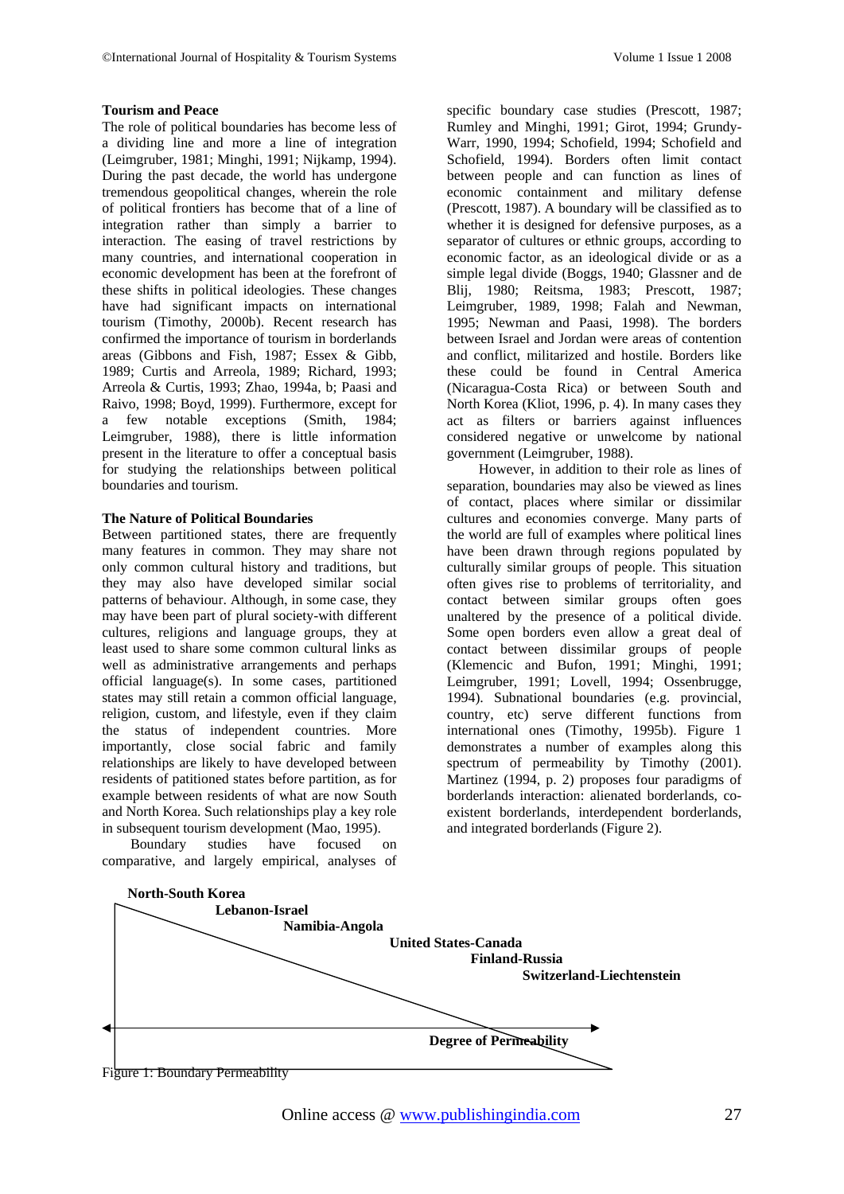**Tourism and Peace**

The role of political boundaries has become less of a dividing line and more a line of integration (Leimgruber, 1981; Minghi, 1991; Nijkamp, 1994). During the past decade, the world has undergone tremendous geopolitical changes, wherein the role of political frontiers has become that of a line of integration rather than simply a barrier to interaction. The easing of travel restrictions by many countries, and international cooperation in economic development has been at the forefront of these shifts in political ideologies. These changes have had significant impacts on international tourism (Timothy, 2000b). Recent research has confirmed the importance of tourism in borderlands areas (Gibbons and Fish, 1987; Essex & Gibb, 1989; Curtis and Arreola, 1989; Richard, 1993; Arreola & Curtis, 1993; Zhao, 1994a, b; Paasi and Raivo, 1998; Boyd, 1999). Furthermore, except for a few notable exceptions (Smith, 1984; Leimgruber, 1988), there is little information present in the literature to offer a conceptual basis for studying the relationships between political boundaries and tourism.

**The Nature of Political Boundaries**

Between partitioned states, there are frequently many features in common. They may share not only common cultural history and traditions, but they may also have developed similar social patterns of behaviour. Although, in some case, they may have been part of plural society-with different cultures, religions and language groups, they at least used to share some common cultural links as well as administrative arrangements and perhaps official language(s). In some cases, partitioned states may still retain a common official language, religion, custom, and lifestyle, even if they claim the status of independent countries. More importantly, close social fabric and family relationships are likely to have developed between residents of patitioned states before partition, as for example between residents of what are now South and North Korea. Such relationships play a key role in subsequent tourism development (Mao, 1995).

Boundary studies have focused on comparative, and largely empirical, analyses of specific boundary case studies (Prescott, 1987; Rumley and Minghi, 1991; Girot, 1994; Grundy-Warr, 1990, 1994; Schofield, 1994; Schofield and Schofield, 1994). Borders often limit contact between people and can function as lines of economic containment and military defense (Prescott, 1987). A boundary will be classified as to whether it is designed for defensive purposes, as a separator of cultures or ethnic groups, according to economic factor, as an ideological divide or as a simple legal divide (Boggs, 1940; Glassner and de Blij, 1980; Reitsma, 1983; Prescott, 1987; Leimgruber, 1989, 1998; Falah and Newman, 1995; Newman and Paasi, 1998). The borders between Israel and Jordan were areas of contention and conflict, militarized and hostile. Borders like these could be found in Central America (Nicaragua-Costa Rica) or between South and North Korea (Kliot, 1996, p. 4). In many cases they act as filters or barriers against influences considered negative or unwelcome by national government (Leimgruber, 1988).

However, in addition to their role as lines of separation, boundaries may also be viewed as lines of contact, places where similar or dissimilar cultures and economies converge. Many parts of the world are full of examples where political lines have been drawn through regions populated by culturally similar groups of people. This situation often gives rise to problems of territoriality, and contact between similar groups often goes unaltered by the presence of a political divide. Some open borders even allow a great deal of contact between dissimilar groups of people (Klemencic and Bufon, 1991; Minghi, 1991; Leimgruber, 1991; Lovell, 1994; Ossenbrugge, 1994). Subnational boundaries (e.g. provincial, country, etc) serve different functions from international ones (Timothy, 1995b). Figure 1 demonstrates a number of examples along this spectrum of permeability by Timothy (2001). Martinez (1994, p. 2) proposes four paradigms of borderlands interaction: alienated borderlands, co-existent borderlands, interdependent borderlands, and integrated borderlands (Figure 2).

North-South Korea
Lebanon-Israel
Namibia-Angola
United States-Canada
Finland-Russia
Switzerland-Liechtenstein

Degree of Permeability

Figure 1: Boundary Permeability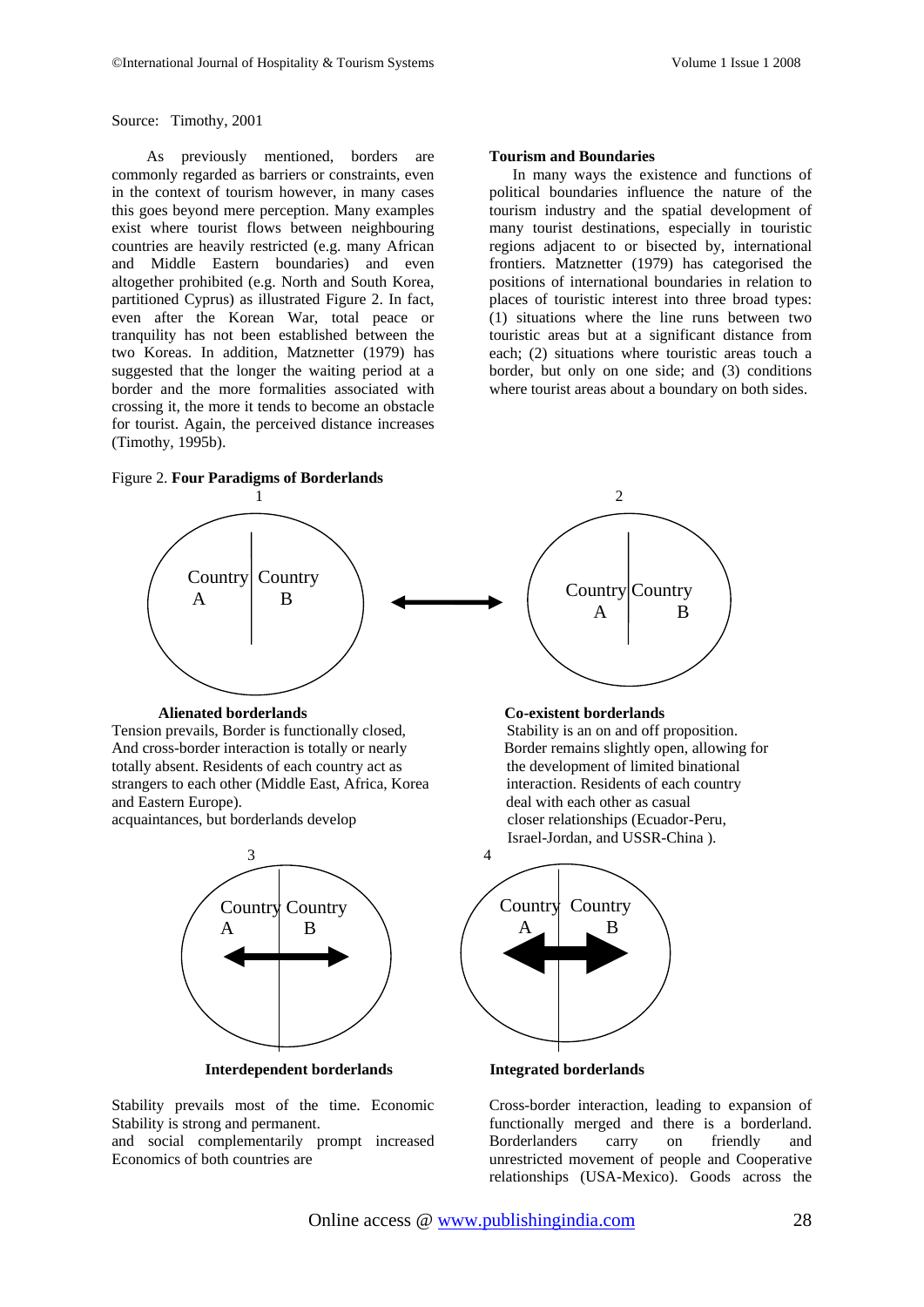Source: Timothy, 2001

As previously mentioned, borders are commonly regarded as barriers or constraints, even in the context of tourism however, in many cases this goes beyond mere perception. Many examples exist where tourist flows between neighbouring countries are heavily restricted (e.g. many African and Middle Eastern boundaries) and even altogether prohibited (e.g. North and South Korea, partitioned Cyprus) as illustrated Figure 2. In fact, even after the Korean War, total peace or tranquility has not been established between the two Koreas. In addition, Matznetter (1979) has suggested that the longer the waiting period at a border and the more formalities associated with crossing it, the more it tends to become an obstacle for tourist. Again, the perceived distance increases (Timothy, 1995b).

### Tourism and Boundaries

In many ways the existence and functions of political boundaries influence the nature of the tourism industry and the spatial development of many tourist destinations, especially in touristic regions adjacent to or bisected by, international frontiers. Matznetter (1979) has categorised the positions of international boundaries in relation to places of touristic interest into three broad types: (1) situations where the line runs between two touristic areas but at a significant distance from each; (2) situations where touristic areas touch a border, but only on one side; and (3) conditions where tourist areas about a boundary on both sides.

Figure 2. **Four Paradigms of Borderlands**

1

Country A | Country B

2

Country A | Country B

**Alienated borderlands**

Tension prevails, Border is functionally closed, And cross-border interaction is totally or nearly totally absent. Residents of each country act as strangers to each other (Middle East, Africa, Korea and Eastern Europe).
acquaintances, but borderlands develop

**Co-existent borderlands**

Stability is an on and off proposition. Border remains slightly open, allowing for the development of limited binational interaction. Residents of each country deal with each other as casual closer relationships (Ecuador-Peru, Israel-Jordan, and USSR-China ).

3

Country A | Country B

4

Country A | Country B

**Interdependent borderlands**

Stability prevails most of the time. Economic Stability is strong and permanent.
and social complementarily prompt increased Economics of both countries are

**Integrated borderlands**

Cross-border interaction, leading to expansion of functionally merged and there is a borderland. Borderlanders carry on friendly and unrestricted movement of people and Cooperative relationships (USA-Mexico). Goods across the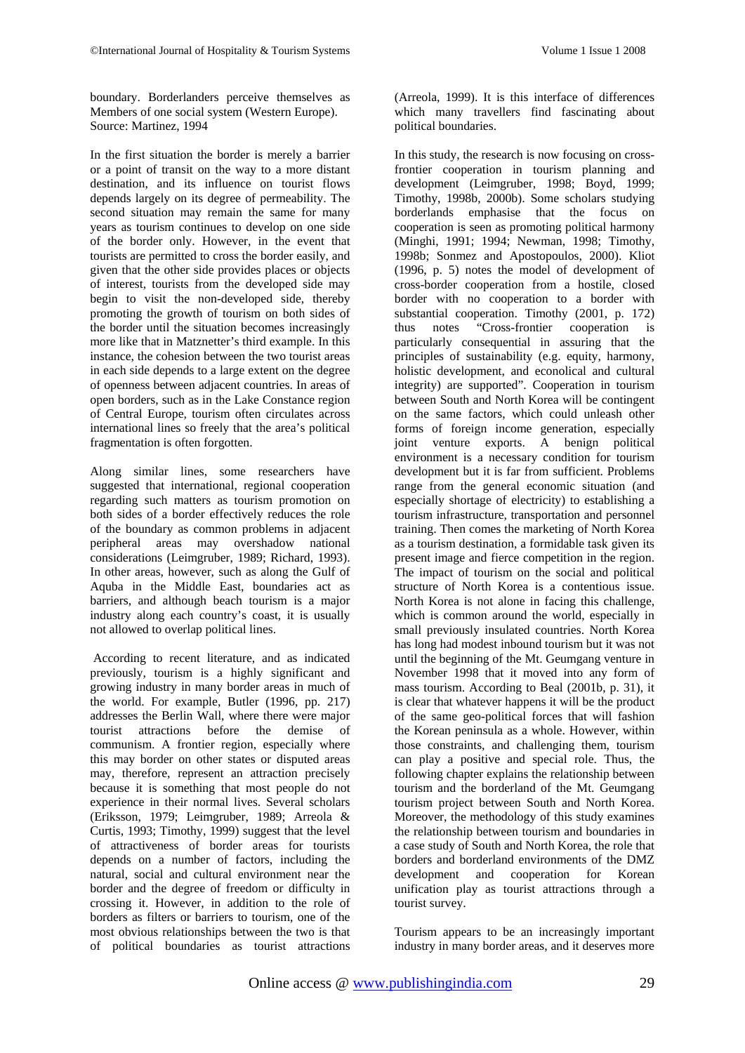boundary. Borderlanders perceive themselves as Members of one social system (Western Europe).
Source: Martinez, 1994

In the first situation the border is merely a barrier or a point of transit on the way to a more distant destination, and its influence on tourist flows depends largely on its degree of permeability. The second situation may remain the same for many years as tourism continues to develop on one side of the border only. However, in the event that tourists are permitted to cross the border easily, and given that the other side provides places or objects of interest, tourists from the developed side may begin to visit the non-developed side, thereby promoting the growth of tourism on both sides of the border until the situation becomes increasingly more like that in Matznetter's third example. In this instance, the cohesion between the two tourist areas in each side depends to a large extent on the degree of openness between adjacent countries. In areas of open borders, such as in the Lake Constance region of Central Europe, tourism often circulates across international lines so freely that the area's political fragmentation is often forgotten.

Along similar lines, some researchers have suggested that international, regional cooperation regarding such matters as tourism promotion on both sides of a border effectively reduces the role of the boundary as common problems in adjacent peripheral areas may overshadow national considerations (Leimgruber, 1989; Richard, 1993). In other areas, however, such as along the Gulf of Aquba in the Middle East, boundaries act as barriers, and although beach tourism is a major industry along each country's coast, it is usually not allowed to overlap political lines.

According to recent literature, and as indicated previously, tourism is a highly significant and growing industry in many border areas in much of the world. For example, Butler (1996, pp. 217) addresses the Berlin Wall, where there were major tourist attractions before the demise of communism. A frontier region, especially where this may border on other states or disputed areas may, therefore, represent an attraction precisely because it is something that most people do not experience in their normal lives. Several scholars (Eriksson, 1979; Leimgruber, 1989; Arreola & Curtis, 1993; Timothy, 1999) suggest that the level of attractiveness of border areas for tourists depends on a number of factors, including the natural, social and cultural environment near the border and the degree of freedom or difficulty in crossing it. However, in addition to the role of borders as filters or barriers to tourism, one of the most obvious relationships between the two is that of political boundaries as tourist attractions (Arreola, 1999). It is this interface of differences which many travellers find fascinating about political boundaries.

In this study, the research is now focusing on cross-frontier cooperation in tourism planning and development (Leimgruber, 1998; Boyd, 1999; Timothy, 1998b, 2000b). Some scholars studying borderlands emphasise that the focus on cooperation is seen as promoting political harmony (Minghi, 1991; 1994; Newman, 1998; Timothy, 1998b; Sonmez and Apostopoulos, 2000). Kliot (1996, p. 5) notes the model of development of cross-border cooperation from a hostile, closed border with no cooperation to a border with substantial cooperation. Timothy (2001, p. 172) thus notes "Cross-frontier cooperation is particularly consequential in assuring that the principles of sustainability (e.g. equity, harmony, holistic development, and econolical and cultural integrity) are supported". Cooperation in tourism between South and North Korea will be contingent on the same factors, which could unleash other forms of foreign income generation, especially joint venture exports. A benign political environment is a necessary condition for tourism development but it is far from sufficient. Problems range from the general economic situation (and especially shortage of electricity) to establishing a tourism infrastructure, transportation and personnel training. Then comes the marketing of North Korea as a tourism destination, a formidable task given its present image and fierce competition in the region. The impact of tourism on the social and political structure of North Korea is a contentious issue. North Korea is not alone in facing this challenge, which is common around the world, especially in small previously insulated countries. North Korea has long had modest inbound tourism but it was not until the beginning of the Mt. Geumgang venture in November 1998 that it moved into any form of mass tourism. According to Beal (2001b, p. 31), it is clear that whatever happens it will be the product of the same geo-political forces that will fashion the Korean peninsula as a whole. However, within those constraints, and challenging them, tourism can play a positive and special role. Thus, the following chapter explains the relationship between tourism and the borderland of the Mt. Geumgang tourism project between South and North Korea. Moreover, the methodology of this study examines the relationship between tourism and boundaries in a case study of South and North Korea, the role that borders and borderland environments of the DMZ development and cooperation for Korean unification play as tourist attractions through a tourist survey.

Tourism appears to be an increasingly important industry in many border areas, and it deserves more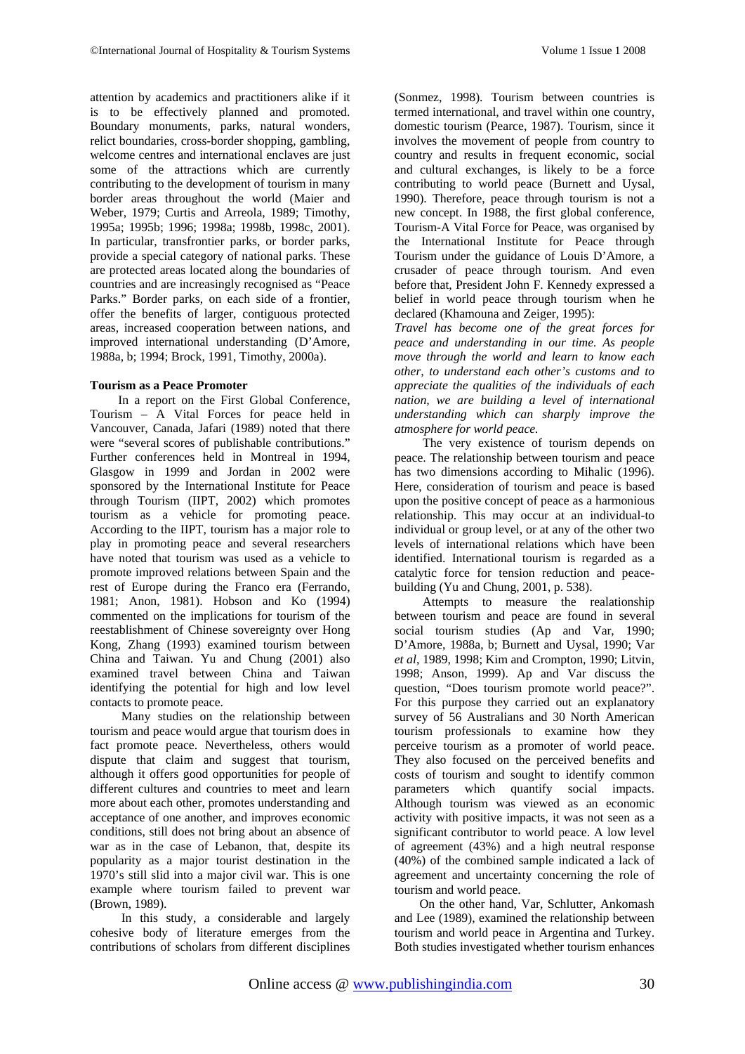attention by academics and practitioners alike if it is to be effectively planned and promoted. Boundary monuments, parks, natural wonders, relict boundaries, cross-border shopping, gambling, welcome centres and international enclaves are just some of the attractions which are currently contributing to the development of tourism in many border areas throughout the world (Maier and Weber, 1979; Curtis and Arreola, 1989; Timothy, 1995a; 1995b; 1996; 1998a; 1998b, 1998c, 2001). In particular, transfrontier parks, or border parks, provide a special category of national parks. These are protected areas located along the boundaries of countries and are increasingly recognised as "Peace Parks." Border parks, on each side of a frontier, offer the benefits of larger, contiguous protected areas, increased cooperation between nations, and improved international understanding (D'Amore, 1988a, b; 1994; Brock, 1991, Timothy, 2000a).

**Tourism as a Peace Promoter**

In a report on the First Global Conference, Tourism – A Vital Forces for peace held in Vancouver, Canada, Jafari (1989) noted that there were "several scores of publishable contributions." Further conferences held in Montreal in 1994, Glasgow in 1999 and Jordan in 2002 were sponsored by the International Institute for Peace through Tourism (IIPT, 2002) which promotes tourism as a vehicle for promoting peace. According to the IIPT, tourism has a major role to play in promoting peace and several researchers have noted that tourism was used as a vehicle to promote improved relations between Spain and the rest of Europe during the Franco era (Ferrando, 1981; Anon, 1981). Hobson and Ko (1994) commented on the implications for tourism of the reestablishment of Chinese sovereignty over Hong Kong, Zhang (1993) examined tourism between China and Taiwan. Yu and Chung (2001) also examined travel between China and Taiwan identifying the potential for high and low level contacts to promote peace.

Many studies on the relationship between tourism and peace would argue that tourism does in fact promote peace. Nevertheless, others would dispute that claim and suggest that tourism, although it offers good opportunities for people of different cultures and countries to meet and learn more about each other, promotes understanding and acceptance of one another, and improves economic conditions, still does not bring about an absence of war as in the case of Lebanon, that, despite its popularity as a major tourist destination in the 1970's still slid into a major civil war. This is one example where tourism failed to prevent war (Brown, 1989).

In this study, a considerable and largely cohesive body of literature emerges from the contributions of scholars from different disciplines (Sonmez, 1998). Tourism between countries is termed international, and travel within one country, domestic tourism (Pearce, 1987). Tourism, since it involves the movement of people from country to country and results in frequent economic, social and cultural exchanges, is likely to be a force contributing to world peace (Burnett and Uysal, 1990). Therefore, peace through tourism is not a new concept. In 1988, the first global conference, Tourism-A Vital Force for Peace, was organised by the International Institute for Peace through Tourism under the guidance of Louis D'Amore, a crusader of peace through tourism. And even before that, President John F. Kennedy expressed a belief in world peace through tourism when he declared (Khamouna and Zeiger, 1995):

*Travel has become one of the great forces for peace and understanding in our time. As people move through the world and learn to know each other, to understand each other's customs and to appreciate the qualities of the individuals of each nation, we are building a level of international understanding which can sharply improve the atmosphere for world peace.*

The very existence of tourism depends on peace. The relationship between tourism and peace has two dimensions according to Mihalic (1996). Here, consideration of tourism and peace is based upon the positive concept of peace as a harmonious relationship. This may occur at an individual-to individual or group level, or at any of the other two levels of international relations which have been identified. International tourism is regarded as a catalytic force for tension reduction and peace-building (Yu and Chung, 2001, p. 538).

Attempts to measure the realationship between tourism and peace are found in several social tourism studies (Ap and Var, 1990; D'Amore, 1988a, b; Burnett and Uysal, 1990; Var *et al*, 1989, 1998; Kim and Crompton, 1990; Litvin, 1998; Anson, 1999). Ap and Var discuss the question, "Does tourism promote world peace?". For this purpose they carried out an explanatory survey of 56 Australians and 30 North American tourism professionals to examine how they perceive tourism as a promoter of world peace. They also focused on the perceived benefits and costs of tourism and sought to identify common parameters which quantify social impacts. Although tourism was viewed as an economic activity with positive impacts, it was not seen as a significant contributor to world peace. A low level of agreement (43%) and a high neutral response (40%) of the combined sample indicated a lack of agreement and uncertainty concerning the role of tourism and world peace.

On the other hand, Var, Schlutter, Ankomash and Lee (1989), examined the relationship between tourism and world peace in Argentina and Turkey. Both studies investigated whether tourism enhances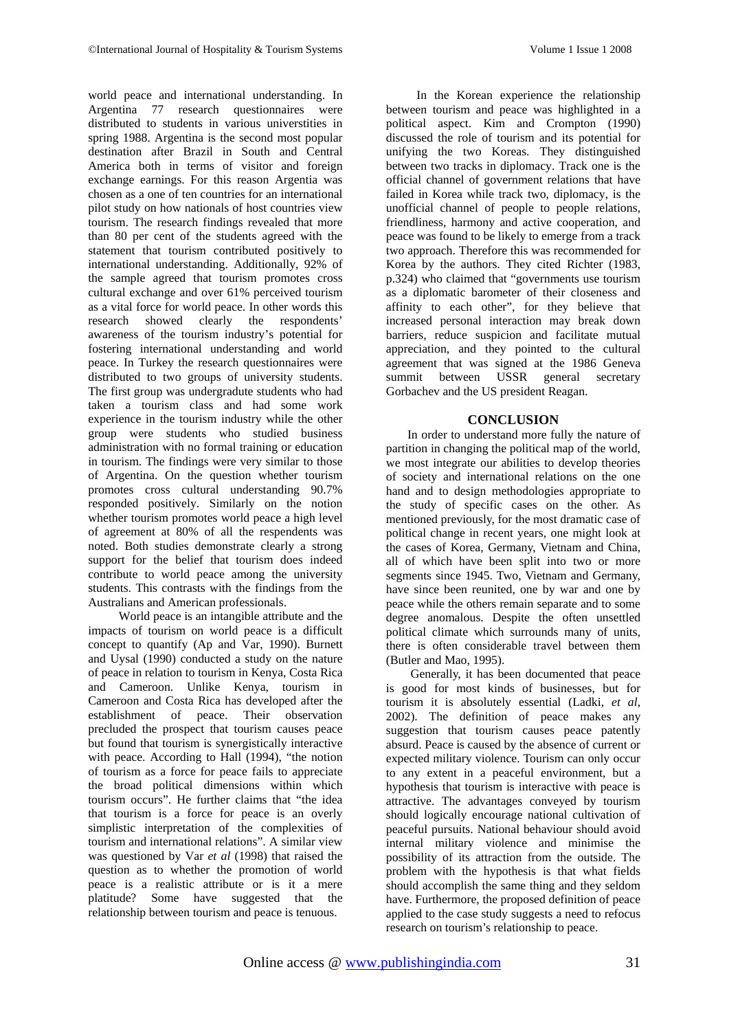world peace and international understanding. In Argentina 77 research questionnaires were distributed to students in various universtities in spring 1988. Argentina is the second most popular destination after Brazil in South and Central America both in terms of visitor and foreign exchange earnings. For this reason Argentina was chosen as a one of ten countries for an international pilot study on how nationals of host countries view tourism. The research findings revealed that more than 80 per cent of the students agreed with the statement that tourism contributed positively to international understanding. Additionally, 92% of the sample agreed that tourism promotes cross cultural exchange and over 61% perceived tourism as a vital force for world peace. In other words this research showed clearly the respondents' awareness of the tourism industry's potential for fostering international understanding and world peace. In Turkey the research questionnaires were distributed to two groups of university students. The first group was undergradute students who had taken a tourism class and had some work experience in the tourism industry while the other group were students who studied business administration with no formal training or education in tourism. The findings were very similar to those of Argentina. On the question whether tourism promotes cross cultural understanding 90.7% responded positively. Similarly on the notion whether tourism promotes world peace a high level of agreement at 80% of all the respendents was noted. Both studies demonstrate clearly a strong support for the belief that tourism does indeed contribute to world peace among the university students. This contrasts with the findings from the Australians and American professionals.

World peace is an intangible attribute and the impacts of tourism on world peace is a difficult concept to quantify (Ap and Var, 1990). Burnett and Uysal (1990) conducted a study on the nature of peace in relation to tourism in Kenya, Costa Rica and Cameroon. Unlike Kenya, tourism in Cameroon and Costa Rica has developed after the establishment of peace. Their observation precluded the prospect that tourism causes peace but found that tourism is synergistically interactive with peace. According to Hall (1994), "the notion of tourism as a force for peace fails to appreciate the broad political dimensions within which tourism occurs". He further claims that "the idea that tourism is a force for peace is an overly simplistic interpretation of the complexities of tourism and international relations". A similar view was questioned by Var *et al* (1998) that raised the question as to whether the promotion of world peace is a realistic attribute or is it a mere platitude? Some have suggested that the relationship between tourism and peace is tenuous.

In the Korean experience the relationship between tourism and peace was highlighted in a political aspect. Kim and Crompton (1990) discussed the role of tourism and its potential for unifying the two Koreas. They distinguished between two tracks in diplomacy. Track one is the official channel of government relations that have failed in Korea while track two, diplomacy, is the unofficial channel of people to people relations, friendliness, harmony and active cooperation, and peace was found to be likely to emerge from a track two approach. Therefore this was recommended for Korea by the authors. They cited Richter (1983, p.324) who claimed that "governments use tourism as a diplomatic barometer of their closeness and affinity to each other", for they believe that increased personal interaction may break down barriers, reduce suspicion and facilitate mutual appreciation, and they pointed to the cultural agreement that was signed at the 1986 Geneva summit between USSR general secretary Gorbachev and the US president Reagan.

## CONCLUSION

In order to understand more fully the nature of partition in changing the political map of the world, we most integrate our abilities to develop theories of society and international relations on the one hand and to design methodologies appropriate to the study of specific cases on the other. As mentioned previously, for the most dramatic case of political change in recent years, one might look at the cases of Korea, Germany, Vietnam and China, all of which have been split into two or more segments since 1945. Two, Vietnam and Germany, have since been reunited, one by war and one by peace while the others remain separate and to some degree anomalous. Despite the often unsettled political climate which surrounds many of units, there is often considerable travel between them (Butler and Mao, 1995).

Generally, it has been documented that peace is good for most kinds of businesses, but for tourism it is absolutely essential (Ladki, *et al*, 2002). The definition of peace makes any suggestion that tourism causes peace patently absurd. Peace is caused by the absence of current or expected military violence. Tourism can only occur to any extent in a peaceful environment, but a hypothesis that tourism is interactive with peace is attractive. The advantages conveyed by tourism should logically encourage national cultivation of peaceful pursuits. National behaviour should avoid internal military violence and minimise the possibility of its attraction from the outside. The problem with the hypothesis is that what fields should accomplish the same thing and they seldom have. Furthermore, the proposed definition of peace applied to the case study suggests a need to refocus research on tourism's relationship to peace.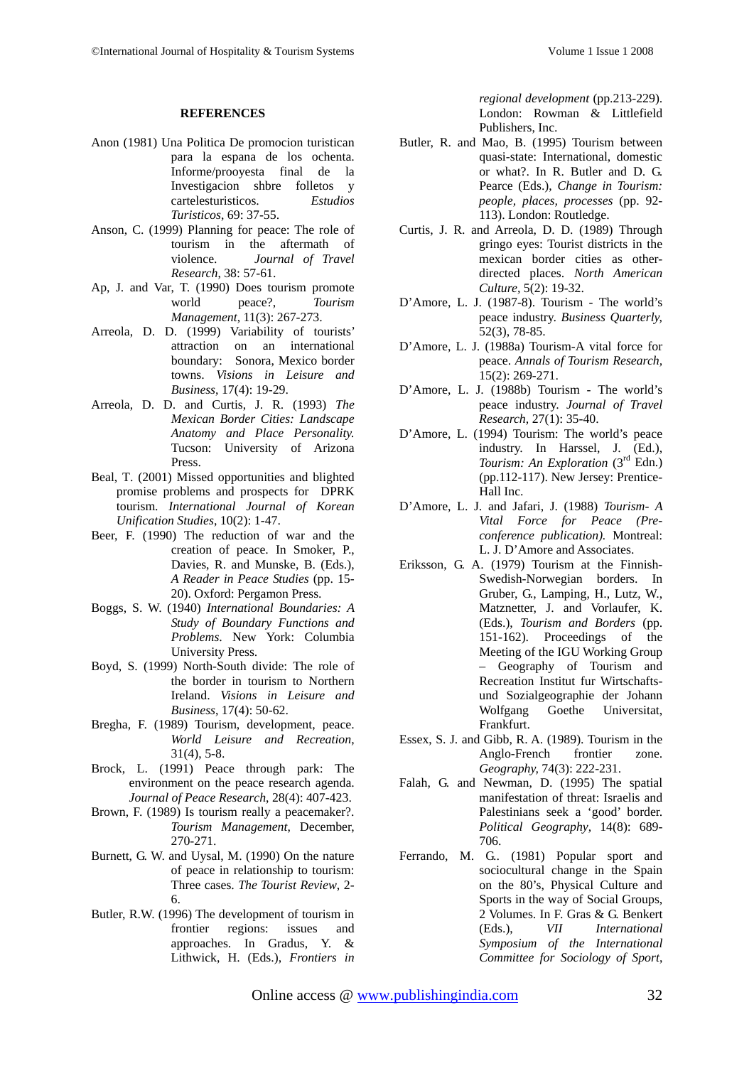## REFERENCES

Anon (1981) Una Politica De promocion turistican para la espana de los ochenta. Informe/prooyesta final de la Investigacion shbre folletos y cartelesturisticos. *Estudios Turisticos*, 69: 37-55.

Anson, C. (1999) Planning for peace: The role of tourism in the aftermath of violence. *Journal of Travel Research*, 38: 57-61.

Ap, J. and Var, T. (1990) Does tourism promote world peace?, *Tourism Management*, 11(3): 267-273.

Arreola, D. D. (1999) Variability of tourists' attraction on an international boundary: Sonora, Mexico border towns. *Visions in Leisure and Business*, 17(4): 19-29.

Arreola, D. D. and Curtis, J. R. (1993) *The Mexican Border Cities: Landscape Anatomy and Place Personality.* Tucson: University of Arizona Press.

Beal, T. (2001) Missed opportunities and blighted promise problems and prospects for DPRK tourism. *International Journal of Korean Unification Studies*, 10(2): 1-47.

Beer, F. (1990) The reduction of war and the creation of peace. In Smoker, P., Davies, R. and Munske, B. (Eds.), *A Reader in Peace Studies* (pp. 15-20). Oxford: Pergamon Press.

Boggs, S. W. (1940) *International Boundaries: A Study of Boundary Functions and Problems.* New York: Columbia University Press.

Boyd, S. (1999) North-South divide: The role of the border in tourism to Northern Ireland. *Visions in Leisure and Business*, 17(4): 50-62.

Bregha, F. (1989) Tourism, development, peace. *World Leisure and Recreation*, 31(4), 5-8.

Brock, L. (1991) Peace through park: The environment on the peace research agenda. *Journal of Peace Research*, 28(4): 407-423.

Brown, F. (1989) Is tourism really a peacemaker?. *Tourism Management*, December, 270-271.

Burnett, G. W. and Uysal, M. (1990) On the nature of peace in relationship to tourism: Three cases. *The Tourist Review*, 2-6.

Butler, R.W. (1996) The development of tourism in frontier regions: issues and approaches. In Gradus, Y. & Lithwick, H. (Eds.), *Frontiers in regional development* (pp.213-229). London: Rowman & Littlefield Publishers, Inc.

Butler, R. and Mao, B. (1995) Tourism between quasi-state: International, domestic or what?. In R. Butler and D. G. Pearce (Eds.), *Change in Tourism: people, places, processes* (pp. 92-113). London: Routledge.

Curtis, J. R. and Arreola, D. D. (1989) Through gringo eyes: Tourist districts in the mexican border cities as other-directed places. *North American Culture*, 5(2): 19-32.

D'Amore, L. J. (1987-8). Tourism - The world's peace industry. *Business Quarterly*, 52(3), 78-85.

D'Amore, L. J. (1988a) Tourism-A vital force for peace. *Annals of Tourism Research*, 15(2): 269-271.

D'Amore, L. J. (1988b) Tourism - The world's peace industry. *Journal of Travel Research*, 27(1): 35-40.

D'Amore, L. (1994) Tourism: The world's peace industry. In Harssel, J. (Ed.), *Tourism: An Exploration* (3rd Edn.) (pp.112-117). New Jersey: Prentice-Hall Inc.

D'Amore, L. J. and Jafari, J. (1988) *Tourism- A Vital Force for Peace (Pre-conference publication).* Montreal: L. J. D'Amore and Associates.

Eriksson, G. A. (1979) Tourism at the Finnish-Swedish-Norwegian borders. In Gruber, G., Lamping, H., Lutz, W., Matznetter, J. and Vorlaufer, K. (Eds.), *Tourism and Borders* (pp. 151-162). Proceedings of the Meeting of the IGU Working Group – Geography of Tourism and Recreation Institut fur Wirtschafts- und Sozialgeographie der Johann Wolfgang Goethe Universitat, Frankfurt.

Essex, S. J. and Gibb, R. A. (1989). Tourism in the Anglo-French frontier zone. *Geography*, 74(3): 222-231.

Falah, G. and Newman, D. (1995) The spatial manifestation of threat: Israelis and Palestinians seek a 'good' border. *Political Geography*, 14(8): 689-706.

Ferrando, M. G.. (1981) Popular sport and sociocultural change in the Spain on the 80's, Physical Culture and Sports in the way of Social Groups, 2 Volumes. In F. Gras & G. Benkert (Eds.), *VII International Symposium of the International Committee for Sociology of Sport*,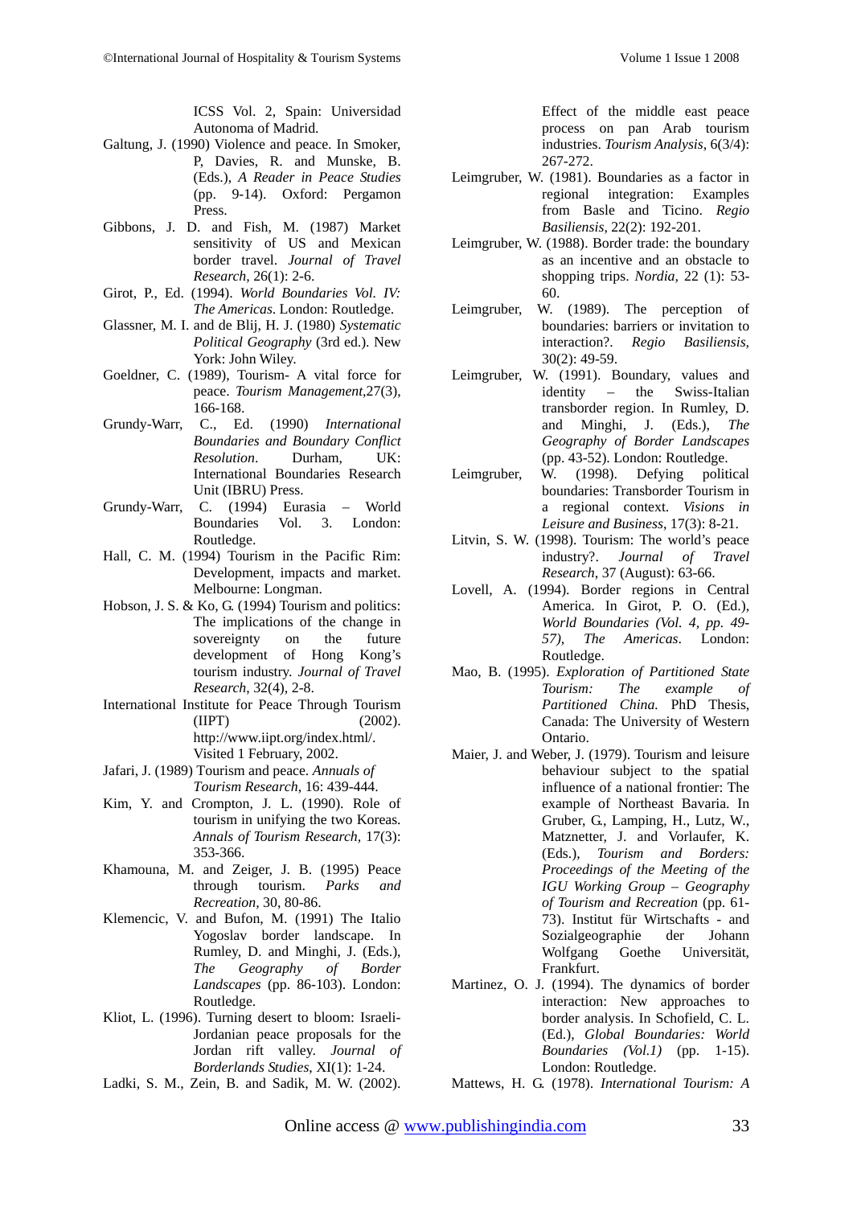ICSS Vol. 2, Spain: Universidad Autonoma of Madrid.

Galtung, J. (1990) Violence and peace. In Smoker, P, Davies, R. and Munske, B. (Eds.), *A Reader in Peace Studies* (pp. 9-14). Oxford: Pergamon Press.

Gibbons, J. D. and Fish, M. (1987) Market sensitivity of US and Mexican border travel. *Journal of Travel Research*, 26(1): 2-6.

Girot, P., Ed. (1994). *World Boundaries Vol. IV: The Americas*. London: Routledge.

Glassner, M. I. and de Blij, H. J. (1980) *Systematic Political Geography* (3rd ed.). New York: John Wiley.

Goeldner, C. (1989), Tourism- A vital force for peace. *Tourism Management*,27(3), 166-168.

Grundy-Warr, C., Ed. (1990) *International Boundaries and Boundary Conflict Resolution*. Durham, UK: International Boundaries Research Unit (IBRU) Press.

Grundy-Warr, C. (1994) Eurasia – World Boundaries Vol. 3. London: Routledge.

Hall, C. M. (1994) Tourism in the Pacific Rim: Development, impacts and market. Melbourne: Longman.

Hobson, J. S. & Ko, G. (1994) Tourism and politics: The implications of the change in sovereignty on the future development of Hong Kong's tourism industry. *Journal of Travel Research*, 32(4), 2-8.

International Institute for Peace Through Tourism (IIPT) (2002). http://www.iipt.org/index.html/. Visited 1 February, 2002.

Jafari, J. (1989) Tourism and peace. *Annuals of Tourism Research*, 16: 439-444.

Kim, Y. and Crompton, J. L. (1990). Role of tourism in unifying the two Koreas. *Annals of Tourism Research*, 17(3): 353-366.

Khamouna, M. and Zeiger, J. B. (1995) Peace through tourism. *Parks and Recreation*, 30, 80-86.

Klemencic, V. and Bufon, M. (1991) The Italio Yogoslav border landscape. In Rumley, D. and Minghi, J. (Eds.), *The Geography of Border Landscapes* (pp. 86-103). London: Routledge.

Kliot, L. (1996). Turning desert to bloom: Israeli-Jordanian peace proposals for the Jordan rift valley. *Journal of Borderlands Studies*, XI(1): 1-24.

Ladki, S. M., Zein, B. and Sadik, M. W. (2002). Effect of the middle east peace process on pan Arab tourism industries. *Tourism Analysis*, 6(3/4): 267-272.

Leimgruber, W. (1981). Boundaries as a factor in regional integration: Examples from Basle and Ticino. *Regio Basiliensis*, 22(2): 192-201.

Leimgruber, W. (1988). Border trade: the boundary as an incentive and an obstacle to shopping trips. *Nordia*, 22 (1): 53-60.

Leimgruber, W. (1989). The perception of boundaries: barriers or invitation to interaction?. *Regio Basiliensis*, 30(2): 49-59.

Leimgruber, W. (1991). Boundary, values and identity – the Swiss-Italian transborder region. In Rumley, D. and Minghi, J. (Eds.), *The Geography of Border Landscapes* (pp. 43-52). London: Routledge.

Leimgruber, W. (1998). Defying political boundaries: Transborder Tourism in a regional context. *Visions in Leisure and Business*, 17(3): 8-21.

Litvin, S. W. (1998). Tourism: The world's peace industry?. *Journal of Travel Research*, 37 (August): 63-66.

Lovell, A. (1994). Border regions in Central America. In Girot, P. O. (Ed.), *World Boundaries (Vol. 4, pp. 49-57), The Americas*. London: Routledge.

Mao, B. (1995). *Exploration of Partitioned State Tourism: The example of Partitioned China.* PhD Thesis, Canada: The University of Western Ontario.

Maier, J. and Weber, J. (1979). Tourism and leisure behaviour subject to the spatial influence of a national frontier: The example of Northeast Bavaria. In Gruber, G., Lamping, H., Lutz, W., Matznetter, J. and Vorlaufer, K. (Eds.), *Tourism and Borders: Proceedings of the Meeting of the IGU Working Group – Geography of Tourism and Recreation* (pp. 61-73). Institut für Wirtschafts - and Sozialgeographie der Johann Wolfgang Goethe Universität, Frankfurt.

Martinez, O. J. (1994). The dynamics of border interaction: New approaches to border analysis. In Schofield, C. L. (Ed.), *Global Boundaries: World Boundaries (Vol.1)* (pp. 1-15). London: Routledge.

Mattews, H. G. (1978). *International Tourism: A*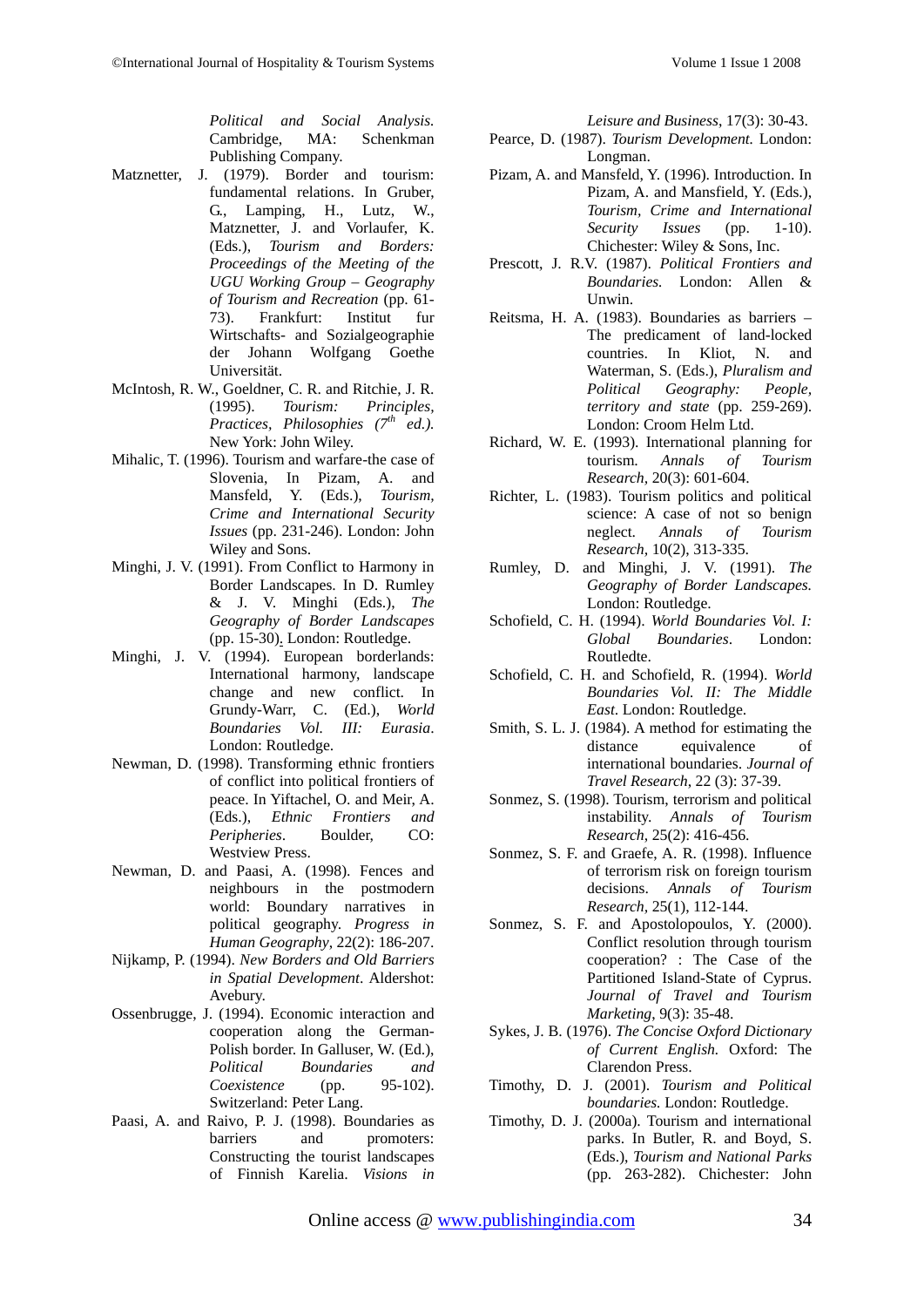*Political and Social Analysis.* Cambridge, MA: Schenkman Publishing Company.

Matznetter, J. (1979). Border and tourism: fundamental relations. In Gruber, G., Lamping, H., Lutz, W., Matznetter, J. and Vorlaufer, K. (Eds.), *Tourism and Borders: Proceedings of the Meeting of the UGU Working Group – Geography of Tourism and Recreation* (pp. 61-73). Frankfurt: Institut fur Wirtschafts- and Sozialgeographie der Johann Wolfgang Goethe Universität.

McIntosh, R. W., Goeldner, C. R. and Ritchie, J. R. (1995). *Tourism: Principles, Practices, Philosophies (7th ed.).* New York: John Wiley.

Mihalic, T. (1996). Tourism and warfare-the case of Slovenia, In Pizam, A. and Mansfeld, Y. (Eds.), *Tourism, Crime and International Security Issues* (pp. 231-246). London: John Wiley and Sons.

Minghi, J. V. (1991). From Conflict to Harmony in Border Landscapes. In D. Rumley & J. V. Minghi (Eds.), *The Geography of Border Landscapes* (pp. 15-30). London: Routledge.

Minghi, J. V. (1994). European borderlands: International harmony, landscape change and new conflict. In Grundy-Warr, C. (Ed.), *World Boundaries Vol. III: Eurasia*. London: Routledge.

Newman, D. (1998). Transforming ethnic frontiers of conflict into political frontiers of peace. In Yiftachel, O. and Meir, A. (Eds.), *Ethnic Frontiers and Peripheries*. Boulder, CO: Westview Press.

Newman, D. and Paasi, A. (1998). Fences and neighbours in the postmodern world: Boundary narratives in political geography. *Progress in Human Geography*, 22(2): 186-207.

Nijkamp, P. (1994). *New Borders and Old Barriers in Spatial Development*. Aldershot: Avebury.

Ossenbrugge, J. (1994). Economic interaction and cooperation along the German-Polish border. In Galluser, W. (Ed.), *Political Boundaries and Coexistence* (pp. 95-102). Switzerland: Peter Lang.

Paasi, A. and Raivo, P. J. (1998). Boundaries as barriers and promoters: Constructing the tourist landscapes of Finnish Karelia. *Visions in Leisure and Business*, 17(3): 30-43.

Pearce, D. (1987). *Tourism Development.* London: Longman.

Pizam, A. and Mansfeld, Y. (1996). Introduction. In Pizam, A. and Mansfeld, Y. (Eds.), *Tourism, Crime and International Security Issues* (pp. 1-10). Chichester: Wiley & Sons, Inc.

Prescott, J. R.V. (1987). *Political Frontiers and Boundaries.* London: Allen & Unwin.

Reitsma, H. A. (1983). Boundaries as barriers – The predicament of land-locked countries. In Kliot, N. and Waterman, S. (Eds.), *Pluralism and Political Geography: People, territory and state* (pp. 259-269). London: Croom Helm Ltd.

Richard, W. E. (1993). International planning for tourism. *Annals of Tourism Research*, 20(3): 601-604.

Richter, L. (1983). Tourism politics and political science: A case of not so benign neglect. *Annals of Tourism Research*, 10(2), 313-335.

Rumley, D. and Minghi, J. V. (1991). *The Geography of Border Landscapes.* London: Routledge.

Schofield, C. H. (1994). *World Boundaries Vol. I: Global Boundaries*. London: Routledte.

Schofield, C. H. and Schofield, R. (1994). *World Boundaries Vol. II: The Middle East*. London: Routledge.

Smith, S. L. J. (1984). A method for estimating the distance equivalence of international boundaries. *Journal of Travel Research*, 22 (3): 37-39.

Sonmez, S. (1998). Tourism, terrorism and political instability. *Annals of Tourism Research*, 25(2): 416-456.

Sonmez, S. F. and Graefe, A. R. (1998). Influence of terrorism risk on foreign tourism decisions. *Annals of Tourism Research*, 25(1), 112-144.

Sonmez, S. F. and Apostolopoulos, Y. (2000). Conflict resolution through tourism cooperation? : The Case of the Partitioned Island-State of Cyprus. *Journal of Travel and Tourism Marketing*, 9(3): 35-48.

Sykes, J. B. (1976). *The Concise Oxford Dictionary of Current English.* Oxford: The Clarendon Press.

Timothy, D. J. (2001). *Tourism and Political boundaries.* London: Routledge.

Timothy, D. J. (2000a). Tourism and international parks. In Butler, R. and Boyd, S. (Eds.), *Tourism and National Parks* (pp. 263-282). Chichester: John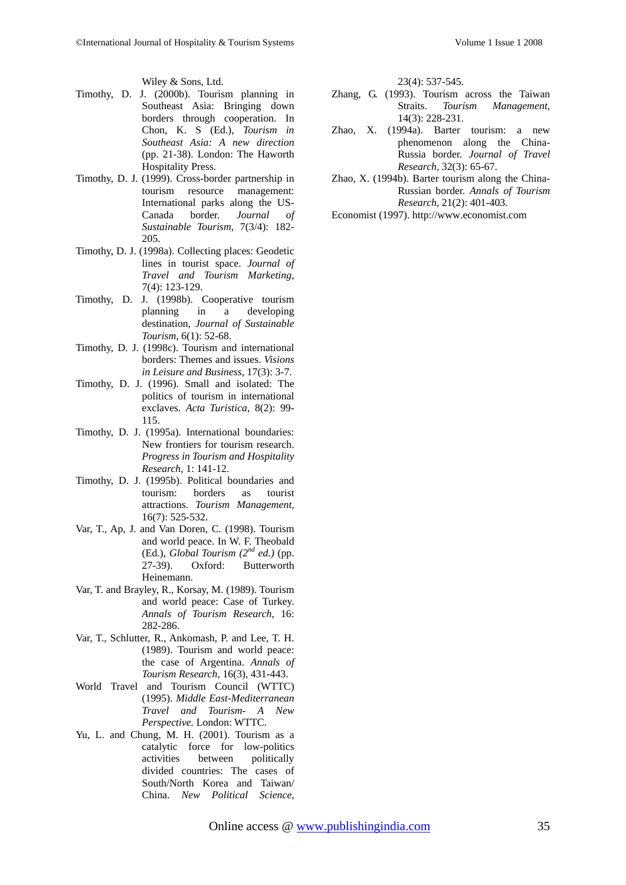Wiley & Sons, Ltd.

Timothy, D. J. (2000b). Tourism planning in Southeast Asia: Bringing down borders through cooperation. In Chon, K. S (Ed.), *Tourism in Southeast Asia: A new direction* (pp. 21-38). London: The Haworth Hospitality Press.

Timothy, D. J. (1999). Cross-border partnership in tourism resource management: International parks along the US-Canada border. *Journal of Sustainable Tourism*, 7(3/4): 182-205.

Timothy, D. J. (1998a). Collecting places: Geodetic lines in tourist space. *Journal of Travel and Tourism Marketing*, 7(4): 123-129.

Timothy, D. J. (1998b). Cooperative tourism planning in a developing destination, *Journal of Sustainable Tourism*, 6(1): 52-68.

Timothy, D. J. (1998c). Tourism and international borders: Themes and issues. *Visions in Leisure and Business*, 17(3): 3-7.

Timothy, D. J. (1996). Small and isolated: The politics of tourism in international exclaves. *Acta Turistica*, 8(2): 99-115.

Timothy, D. J. (1995a). International boundaries: New frontiers for tourism research. *Progress in Tourism and Hospitality Research*, 1: 141-12.

Timothy, D. J. (1995b). Political boundaries and tourism: borders as tourist attractions. *Tourism Management*, 16(7): 525-532.

Var, T., Ap, J. and Van Doren, C. (1998). Tourism and world peace. In W. F. Theobald (Ed.), *Global Tourism (2nd ed.)* (pp. 27-39). Oxford: Butterworth Heinemann.

Var, T. and Brayley, R., Korsay, M. (1989). Tourism and world peace: Case of Turkey. *Annals of Tourism Research*, 16: 282-286.

Var, T., Schlutter, R., Ankomash, P. and Lee, T. H. (1989). Tourism and world peace: the case of Argentina. *Annals of Tourism Research*, 16(3), 431-443.

World Travel and Tourism Council (WTTC) (1995). *Middle East-Mediterranean Travel and Tourism- A New Perspective.* London: WTTC.

Yu, L. and Chung, M. H. (2001). Tourism as a catalytic force for low-politics activities between politically divided countries: The cases of South/North Korea and Taiwan/ China. *New Political Science*, 23(4): 537-545.

Zhang, G. (1993). Tourism across the Taiwan Straits. *Tourism Management*, 14(3): 228-231.

Zhao, X. (1994a). Barter tourism: a new phenomenon along the China-Russia border. *Journal of Travel Research*, 32(3): 65-67.

Zhao, X. (1994b). Barter tourism along the China-Russian border. *Annals of Tourism Research*, 21(2): 401-403.

Economist (1997). http://www.economist.com